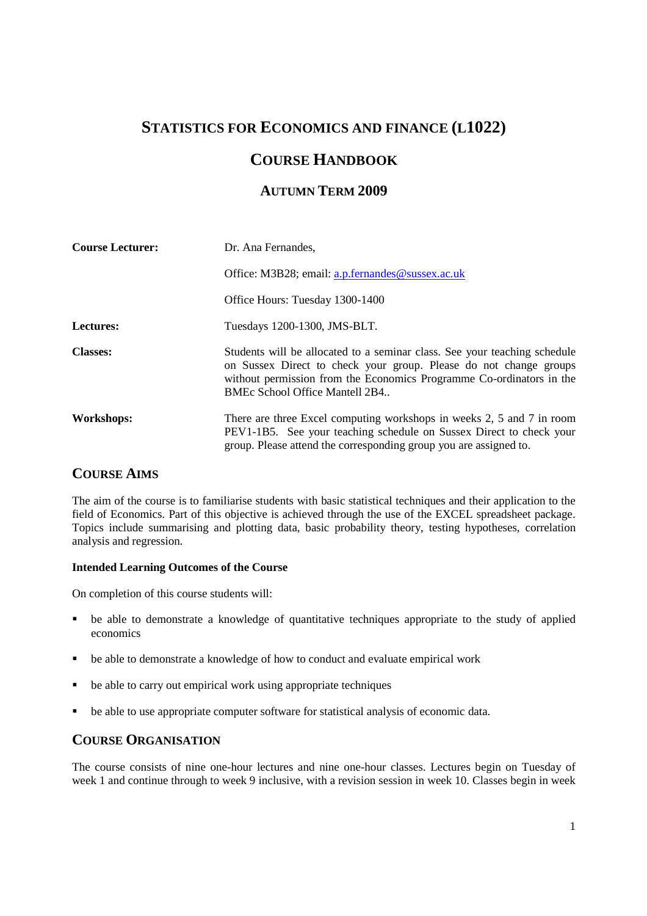# STATISTICS FOR ECONOMICS AND FINANCE (L1022)

## COURSE HANDBOOK

### AUTUMN TERM 2009

| | |
|---|---|
| **Course Lecturer:** | Dr. Ana Fernandes, |
| | Office: M3B28; email: a.p.fernandes@sussex.ac.uk |
| | Office Hours: Tuesday 1300-1400 |
| **Lectures:** | Tuesdays 1200-1300, JMS-BLT. |
| **Classes:** | Students will be allocated to a seminar class. See your teaching schedule on Sussex Direct to check your group. Please do not change groups without permission from the Economics Programme Co-ordinators in the BMEc School Office Mantell 2B4.. |
| **Workshops:** | There are three Excel computing workshops in weeks 2, 5 and 7 in room PEV1-1B5. See your teaching schedule on Sussex Direct to check your group. Please attend the corresponding group you are assigned to. |

## COURSE AIMS

The aim of the course is to familiarise students with basic statistical techniques and their application to the field of Economics. Part of this objective is achieved through the use of the EXCEL spreadsheet package. Topics include summarising and plotting data, basic probability theory, testing hypotheses, correlation analysis and regression.

**Intended Learning Outcomes of the Course**

On completion of this course students will:

- be able to demonstrate a knowledge of quantitative techniques appropriate to the study of applied economics
- be able to demonstrate a knowledge of how to conduct and evaluate empirical work
- be able to carry out empirical work using appropriate techniques
- be able to use appropriate computer software for statistical analysis of economic data.

## COURSE ORGANISATION

The course consists of nine one-hour lectures and nine one-hour classes. Lectures begin on Tuesday of week 1 and continue through to week 9 inclusive, with a revision session in week 10. Classes begin in week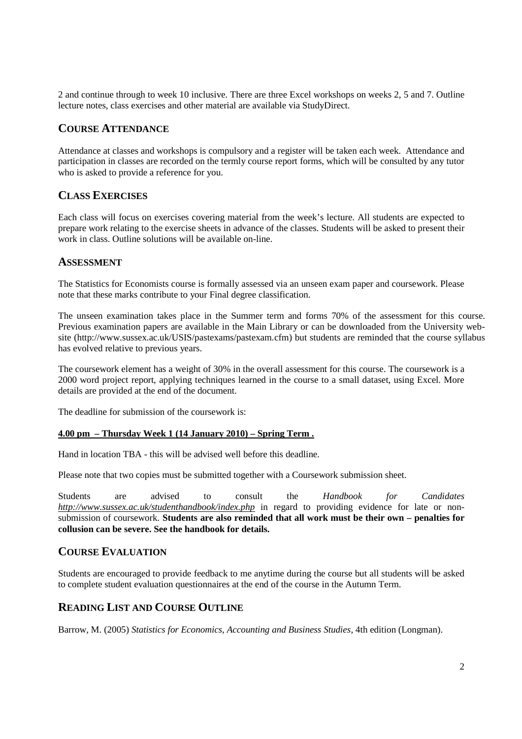2 and continue through to week 10 inclusive. There are three Excel workshops on weeks 2, 5 and 7. Outline lecture notes, class exercises and other material are available via StudyDirect.

## Course Attendance

Attendance at classes and workshops is compulsory and a register will be taken each week. Attendance and participation in classes are recorded on the termly course report forms, which will be consulted by any tutor who is asked to provide a reference for you.

## Class Exercises

Each class will focus on exercises covering material from the week's lecture. All students are expected to prepare work relating to the exercise sheets in advance of the classes. Students will be asked to present their work in class. Outline solutions will be available on-line.

## Assessment

The Statistics for Economists course is formally assessed via an unseen exam paper and coursework. Please note that these marks contribute to your Final degree classification.

The unseen examination takes place in the Summer term and forms 70% of the assessment for this course. Previous examination papers are available in the Main Library or can be downloaded from the University web-site (http://www.sussex.ac.uk/USIS/pastexams/pastexam.cfm) but students are reminded that the course syllabus has evolved relative to previous years.

The coursework element has a weight of 30% in the overall assessment for this course. The coursework is a 2000 word project report, applying techniques learned in the course to a small dataset, using Excel. More details are provided at the end of the document.

The deadline for submission of the coursework is:

**4.00 pm – Thursday Week 1 (14 January 2010) – Spring Term .**

Hand in location TBA - this will be advised well before this deadline.

Please note that two copies must be submitted together with a Coursework submission sheet.

Students are advised to consult the *Handbook for Candidates* *http://www.sussex.ac.uk/studenthandbook/index.php* in regard to providing evidence for late or non-submission of coursework. **Students are also reminded that all work must be their own – penalties for collusion can be severe. See the handbook for details.**

## Course Evaluation

Students are encouraged to provide feedback to me anytime during the course but all students will be asked to complete student evaluation questionnaires at the end of the course in the Autumn Term.

## Reading List and Course Outline

Barrow, M. (2005) *Statistics for Economics, Accounting and Business Studies*, 4th edition (Longman).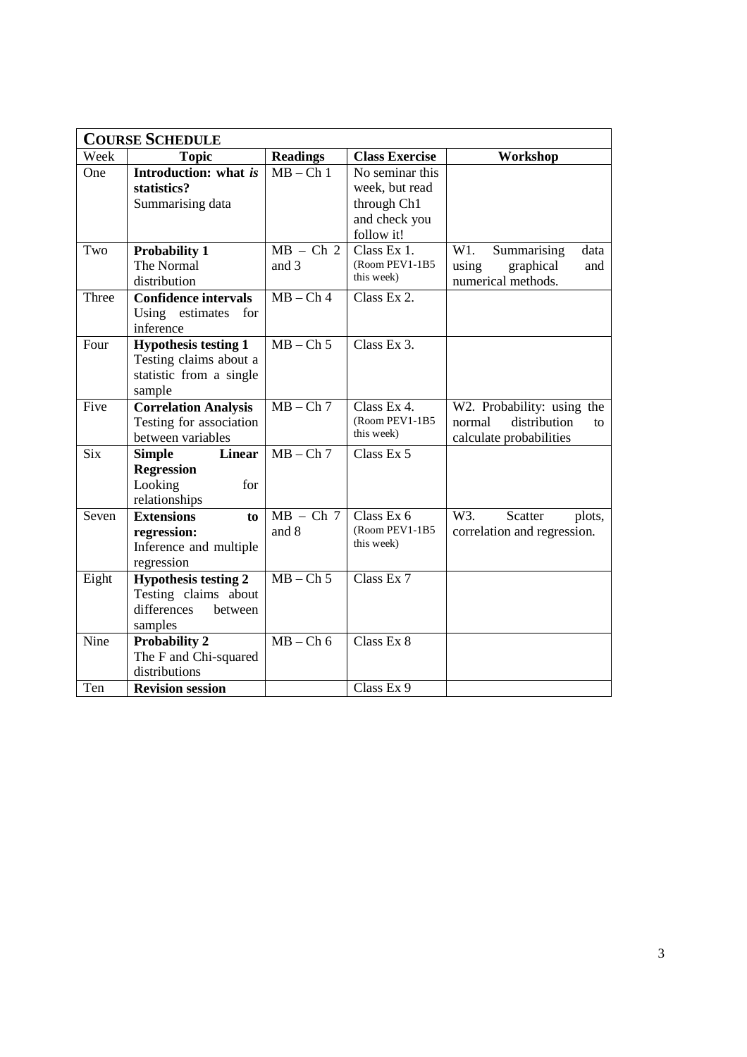| **COURSE SCHEDULE** | | | | |
|---|---|---|---|---|
| Week | **Topic** | **Readings** | **Class Exercise** | **Workshop** |
| One | **Introduction: what *is* statistics?** Summarising data | MB – Ch 1 | No seminar this week, but read through Ch1 and check you follow it! | |
| Two | **Probability 1** The Normal distribution | MB – Ch 2 and 3 | Class Ex 1. (Room PEV1-1B5 this week) | W1. Summarising data using graphical and numerical methods. |
| Three | **Confidence intervals** Using estimates for inference | MB – Ch 4 | Class Ex 2. | |
| Four | **Hypothesis testing 1** Testing claims about a statistic from a single sample | MB – Ch 5 | Class Ex 3. | |
| Five | **Correlation Analysis** Testing for association between variables | MB – Ch 7 | Class Ex 4. (Room PEV1-1B5 this week) | W2. Probability: using the normal distribution to calculate probabilities |
| Six | **Simple Linear Regression** Looking for relationships | MB – Ch 7 | Class Ex 5 | |
| Seven | **Extensions to regression:** Inference and multiple regression | MB – Ch 7 and 8 | Class Ex 6 (Room PEV1-1B5 this week) | W3. Scatter plots, correlation and regression. |
| Eight | **Hypothesis testing 2** Testing claims about differences between samples | MB – Ch 5 | Class Ex 7 | |
| Nine | **Probability 2** The F and Chi-squared distributions | MB – Ch 6 | Class Ex 8 | |
| Ten | **Revision session** | | Class Ex 9 | |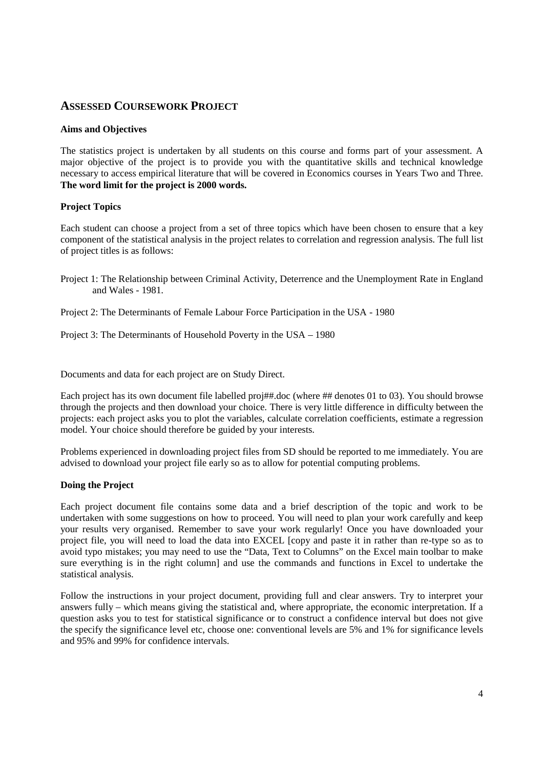## ASSESSED COURSEWORK PROJECT

**Aims and Objectives**

The statistics project is undertaken by all students on this course and forms part of your assessment. A major objective of the project is to provide you with the quantitative skills and technical knowledge necessary to access empirical literature that will be covered in Economics courses in Years Two and Three. **The word limit for the project is 2000 words.**

**Project Topics**

Each student can choose a project from a set of three topics which have been chosen to ensure that a key component of the statistical analysis in the project relates to correlation and regression analysis. The full list of project titles is as follows:

Project 1: The Relationship between Criminal Activity, Deterrence and the Unemployment Rate in England and Wales - 1981.

Project 2: The Determinants of Female Labour Force Participation in the USA - 1980

Project 3: The Determinants of Household Poverty in the USA – 1980

Documents and data for each project are on Study Direct.

Each project has its own document file labelled proj##.doc (where ## denotes 01 to 03). You should browse through the projects and then download your choice. There is very little difference in difficulty between the projects: each project asks you to plot the variables, calculate correlation coefficients, estimate a regression model. Your choice should therefore be guided by your interests.

Problems experienced in downloading project files from SD should be reported to me immediately. You are advised to download your project file early so as to allow for potential computing problems.

**Doing the Project**

Each project document file contains some data and a brief description of the topic and work to be undertaken with some suggestions on how to proceed. You will need to plan your work carefully and keep your results very organised. Remember to save your work regularly! Once you have downloaded your project file, you will need to load the data into EXCEL [copy and paste it in rather than re-type so as to avoid typo mistakes; you may need to use the "Data, Text to Columns" on the Excel main toolbar to make sure everything is in the right column] and use the commands and functions in Excel to undertake the statistical analysis.

Follow the instructions in your project document, providing full and clear answers. Try to interpret your answers fully – which means giving the statistical and, where appropriate, the economic interpretation. If a question asks you to test for statistical significance or to construct a confidence interval but does not give the specify the significance level etc, choose one: conventional levels are 5% and 1% for significance levels and 95% and 99% for confidence intervals.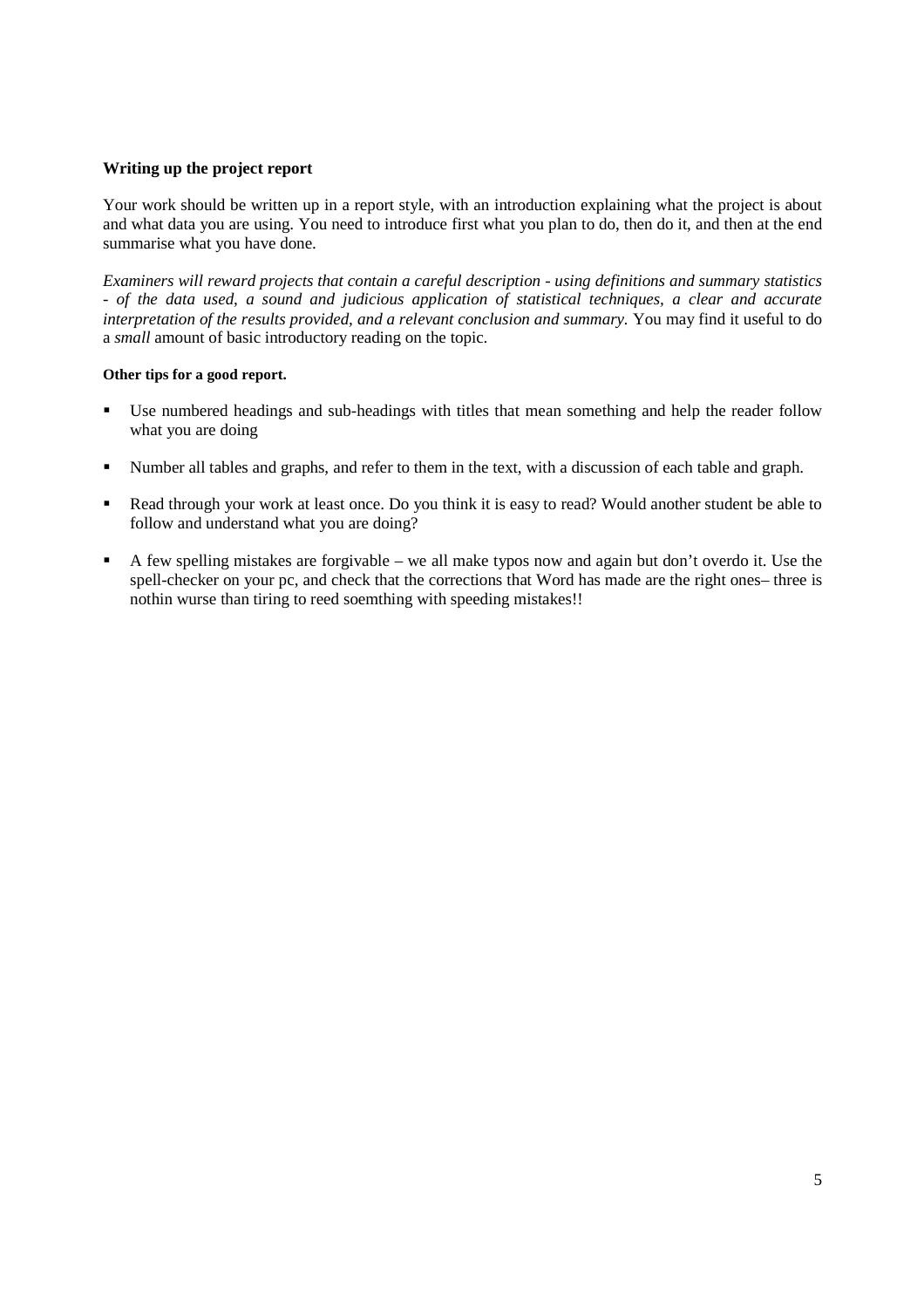### Writing up the project report

Your work should be written up in a report style, with an introduction explaining what the project is about and what data you are using. You need to introduce first what you plan to do, then do it, and then at the end summarise what you have done.

*Examiners will reward projects that contain a careful description - using definitions and summary statistics - of the data used, a sound and judicious application of statistical techniques, a clear and accurate interpretation of the results provided, and a relevant conclusion and summary.* You may find it useful to do a *small* amount of basic introductory reading on the topic.

#### Other tips for a good report.

- Use numbered headings and sub-headings with titles that mean something and help the reader follow what you are doing
- Number all tables and graphs, and refer to them in the text, with a discussion of each table and graph.
- Read through your work at least once. Do you think it is easy to read? Would another student be able to follow and understand what you are doing?
- A few spelling mistakes are forgivable – we all make typos now and again but don't overdo it. Use the spell-checker on your pc, and check that the corrections that Word has made are the right ones– three is nothin wurse than tiring to reed soemthing with speeding mistakes!!